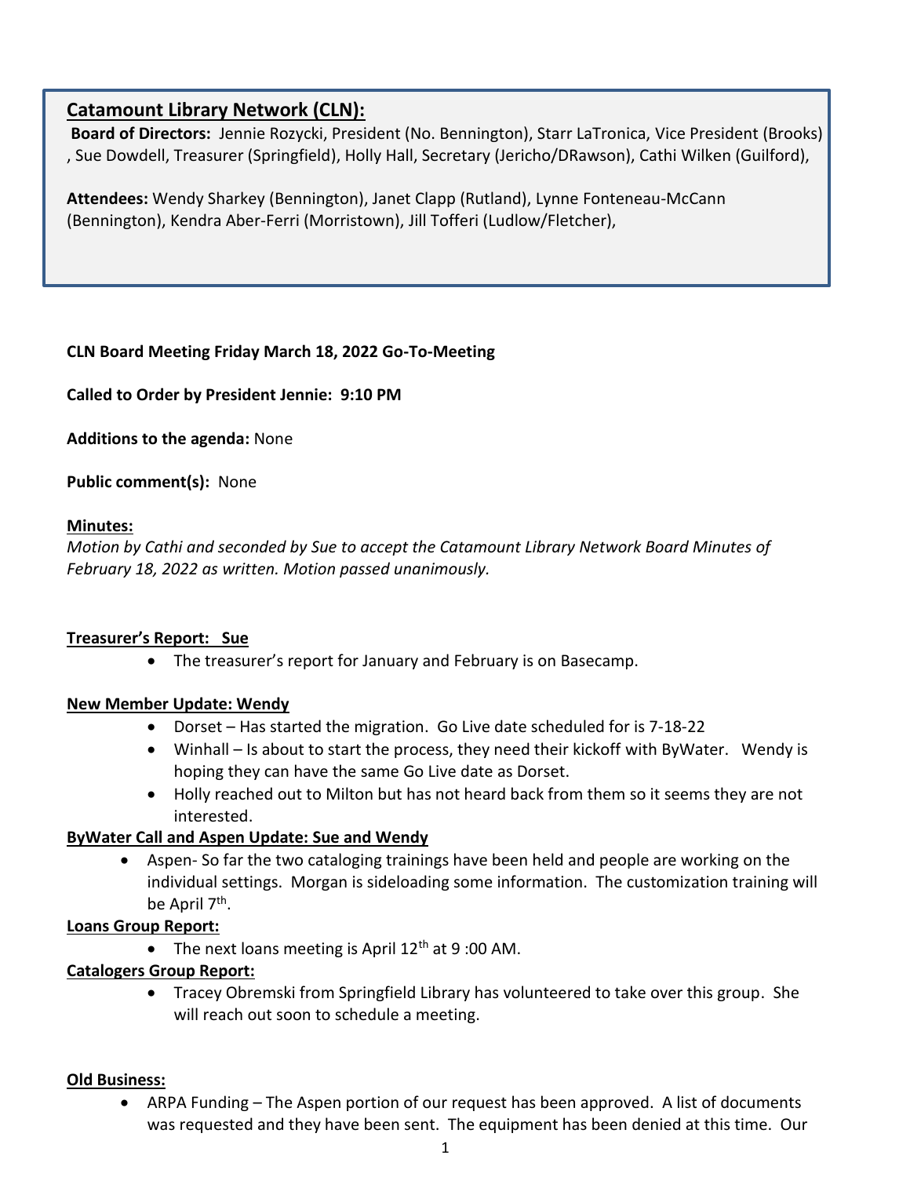## Catamount Library Network (CLN):

**Board of Directors:** Jennie Rozycki, President (No. Bennington), Starr LaTronica, Vice President (Brooks) , Sue Dowdell, Treasurer (Springfield), Holly Hall, Secretary (Jericho/DRawson), Cathi Wilken (Guilford),

**Attendees:** Wendy Sharkey (Bennington), Janet Clapp (Rutland), Lynne Fonteneau-McCann (Bennington), Kendra Aber-Ferri (Morristown), Jill Tofferi (Ludlow/Fletcher),

**CLN Board Meeting Friday March 18, 2022 Go-To-Meeting**

**Called to Order by President Jennie: 9:10 PM**

**Additions to the agenda:** None

**Public comment(s):** None

**Minutes:**

*Motion by Cathi and seconded by Sue to accept the Catamount Library Network Board Minutes of February 18, 2022 as written. Motion passed unanimously.*

**Treasurer's Report: Sue**

- The treasurer's report for January and February is on Basecamp.

**New Member Update: Wendy**

- Dorset – Has started the migration. Go Live date scheduled for is 7-18-22
- Winhall – Is about to start the process, they need their kickoff with ByWater. Wendy is hoping they can have the same Go Live date as Dorset.
- Holly reached out to Milton but has not heard back from them so it seems they are not interested.

**ByWater Call and Aspen Update: Sue and Wendy**

- Aspen- So far the two cataloging trainings have been held and people are working on the individual settings. Morgan is sideloading some information. The customization training will be April 7th.

**Loans Group Report:**

- The next loans meeting is April 12th at 9 :00 AM.

**Catalogers Group Report:**

- Tracey Obremski from Springfield Library has volunteered to take over this group. She will reach out soon to schedule a meeting.

**Old Business:**

- ARPA Funding – The Aspen portion of our request has been approved. A list of documents was requested and they have been sent. The equipment has been denied at this time. Our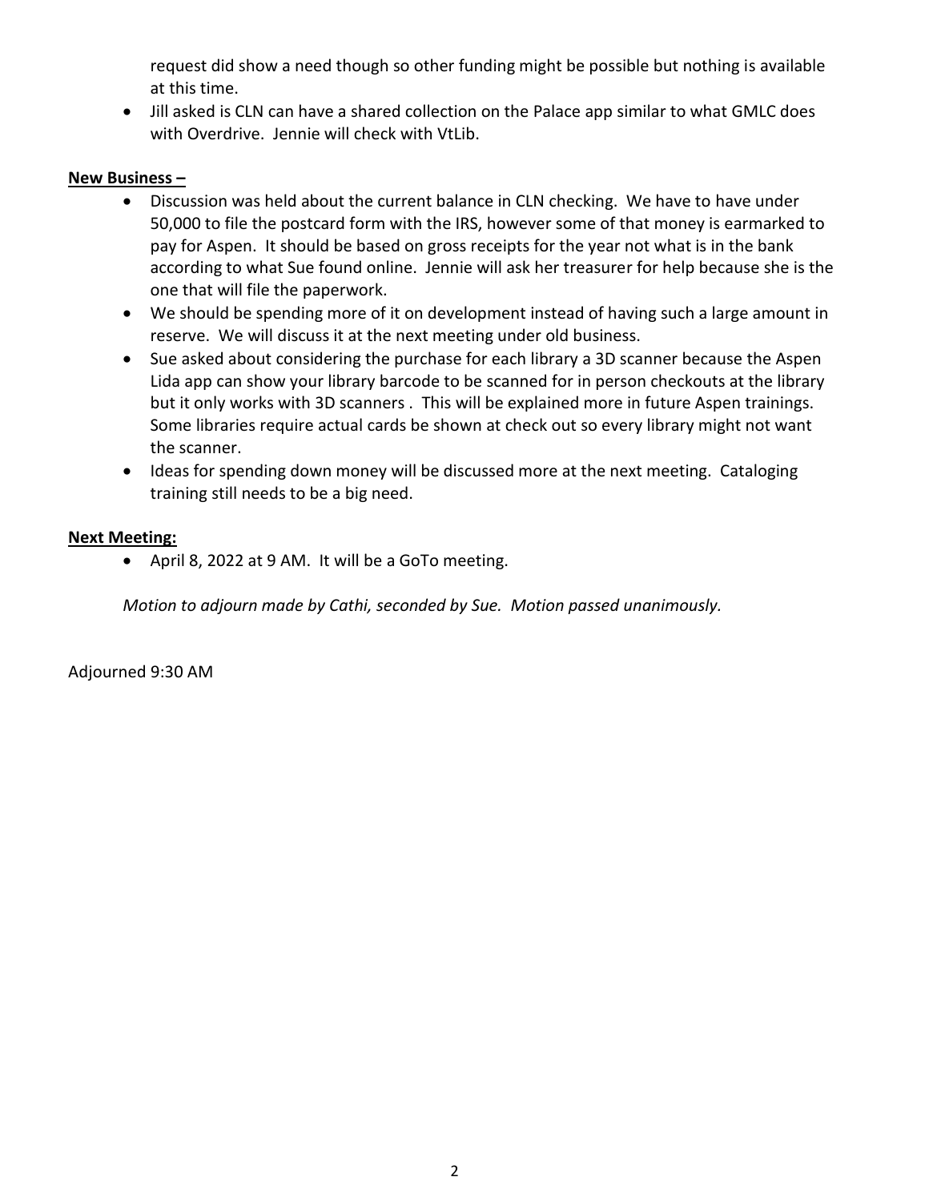- request did show a need though so other funding might be possible but nothing is available at this time.
- Jill asked is CLN can have a shared collection on the Palace app similar to what GMLC does with Overdrive. Jennie will check with VtLib.

**New Business –**

- Discussion was held about the current balance in CLN checking. We have to have under 50,000 to file the postcard form with the IRS, however some of that money is earmarked to pay for Aspen. It should be based on gross receipts for the year not what is in the bank according to what Sue found online. Jennie will ask her treasurer for help because she is the one that will file the paperwork.
- We should be spending more of it on development instead of having such a large amount in reserve. We will discuss it at the next meeting under old business.
- Sue asked about considering the purchase for each library a 3D scanner because the Aspen Lida app can show your library barcode to be scanned for in person checkouts at the library but it only works with 3D scanners . This will be explained more in future Aspen trainings. Some libraries require actual cards be shown at check out so every library might not want the scanner.
- Ideas for spending down money will be discussed more at the next meeting. Cataloging training still needs to be a big need.

**Next Meeting:**

- April 8, 2022 at 9 AM. It will be a GoTo meeting.

*Motion to adjourn made by Cathi, seconded by Sue. Motion passed unanimously.*

Adjourned 9:30 AM